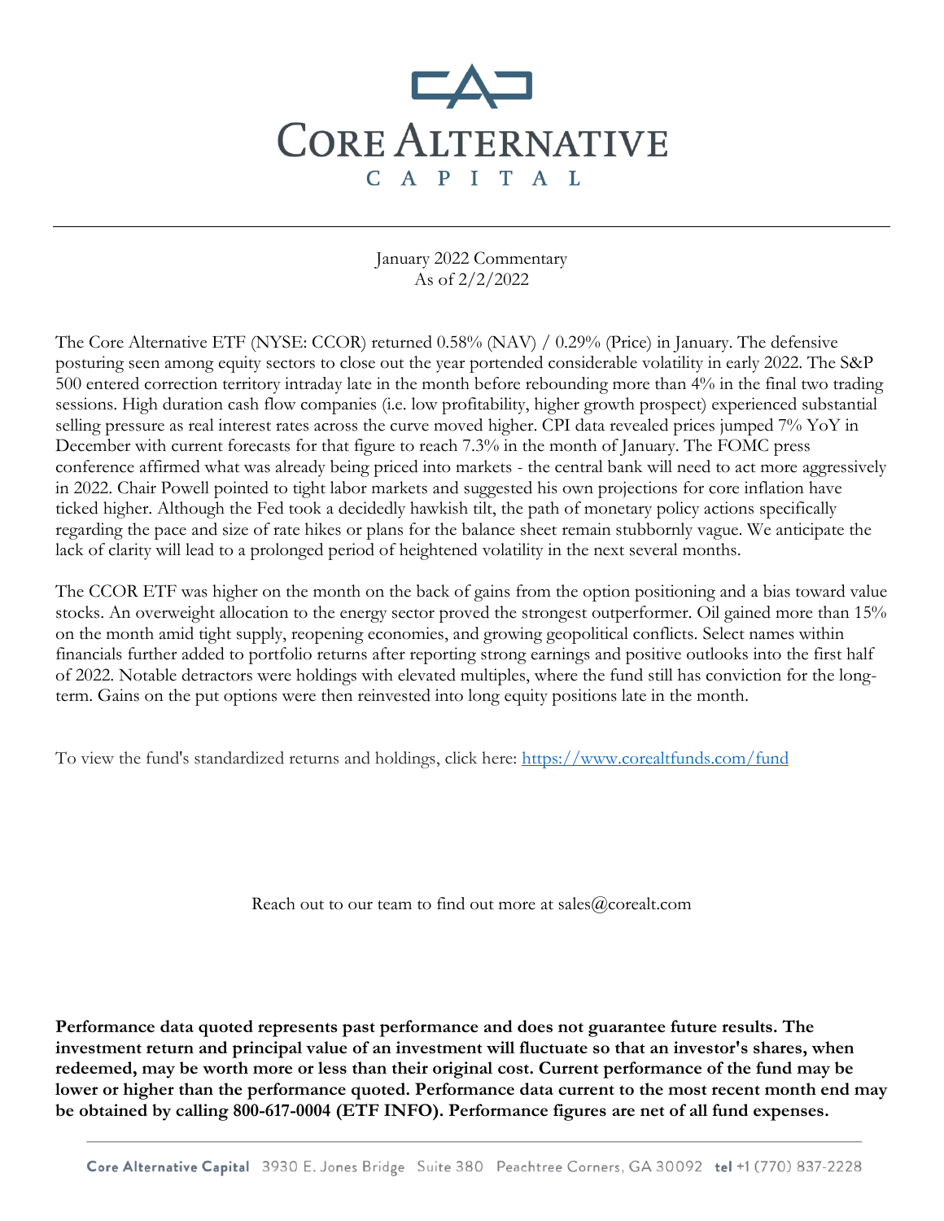# Core Alternative Capital

January 2022 Commentary
As of 2/2/2022

The Core Alternative ETF (NYSE: CCOR) returned 0.58% (NAV) / 0.29% (Price) in January. The defensive posturing seen among equity sectors to close out the year portended considerable volatility in early 2022. The S&P 500 entered correction territory intraday late in the month before rebounding more than 4% in the final two trading sessions. High duration cash flow companies (i.e. low profitability, higher growth prospect) experienced substantial selling pressure as real interest rates across the curve moved higher. CPI data revealed prices jumped 7% YoY in December with current forecasts for that figure to reach 7.3% in the month of January. The FOMC press conference affirmed what was already being priced into markets - the central bank will need to act more aggressively in 2022. Chair Powell pointed to tight labor markets and suggested his own projections for core inflation have ticked higher. Although the Fed took a decidedly hawkish tilt, the path of monetary policy actions specifically regarding the pace and size of rate hikes or plans for the balance sheet remain stubbornly vague. We anticipate the lack of clarity will lead to a prolonged period of heightened volatility in the next several months.

The CCOR ETF was higher on the month on the back of gains from the option positioning and a bias toward value stocks. An overweight allocation to the energy sector proved the strongest outperformer. Oil gained more than 15% on the month amid tight supply, reopening economies, and growing geopolitical conflicts. Select names within financials further added to portfolio returns after reporting strong earnings and positive outlooks into the first half of 2022. Notable detractors were holdings with elevated multiples, where the fund still has conviction for the long-term. Gains on the put options were then reinvested into long equity positions late in the month.

To view the fund's standardized returns and holdings, click here: [https://www.corealtfunds.com/fund](https://www.corealtfunds.com/fund)

Reach out to our team to find out more at sales@corealt.com

**Performance data quoted represents past performance and does not guarantee future results. The investment return and principal value of an investment will fluctuate so that an investor's shares, when redeemed, may be worth more or less than their original cost. Current performance of the fund may be lower or higher than the performance quoted. Performance data current to the most recent month end may be obtained by calling 800-617-0004 (ETF INFO). Performance figures are net of all fund expenses.**

**Core Alternative Capital** 3930 E. Jones Bridge Suite 380 Peachtree Corners, GA 30092 **tel** +1 (770) 837-2228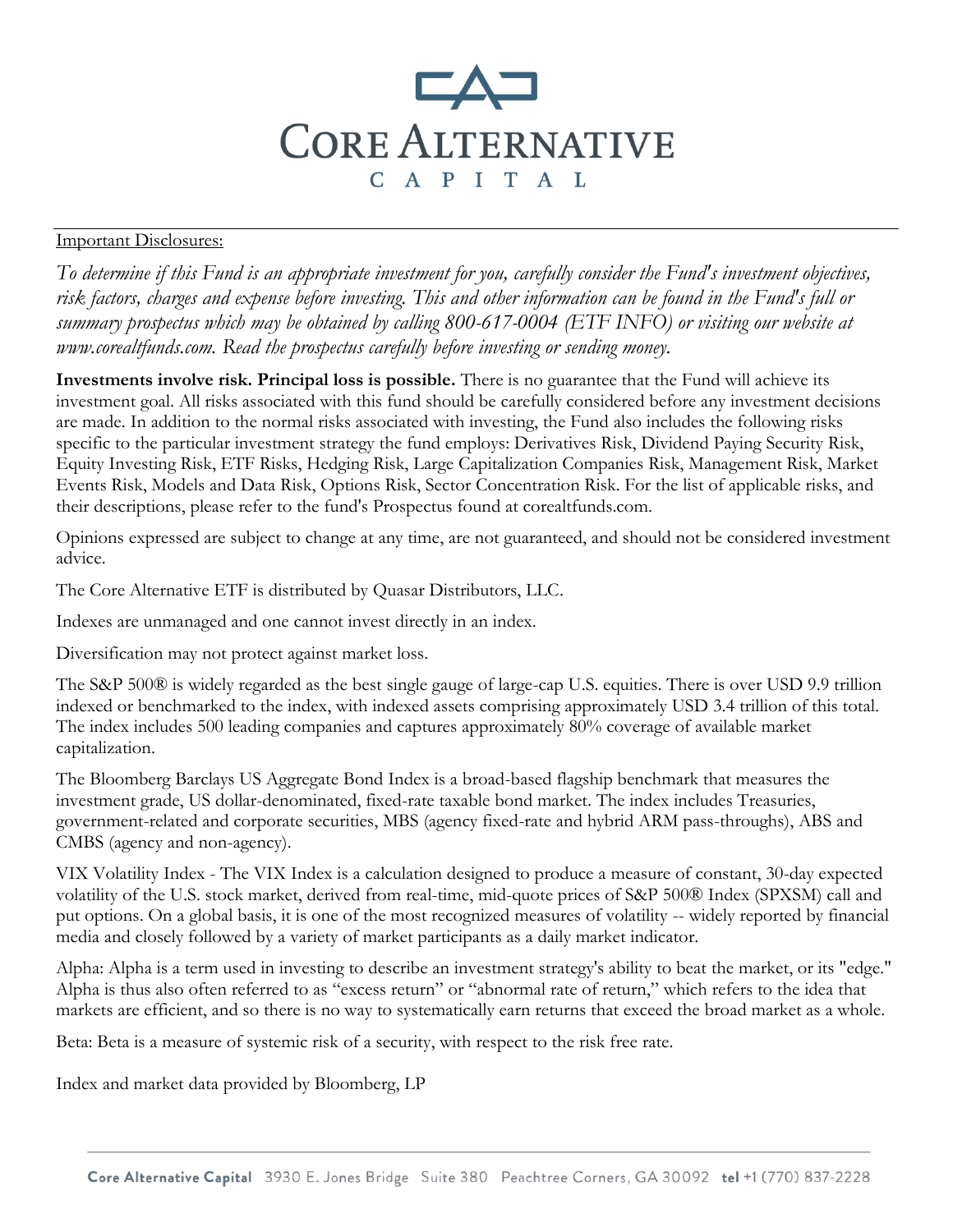# CORE ALTERNATIVE CAPITAL

Important Disclosures:

*To determine if this Fund is an appropriate investment for you, carefully consider the Fund's investment objectives, risk factors, charges and expense before investing. This and other information can be found in the Fund's full or summary prospectus which may be obtained by calling 800-617-0004 (ETF INFO) or visiting our website at www.corealtfunds.com. Read the prospectus carefully before investing or sending money.*

**Investments involve risk. Principal loss is possible.** There is no guarantee that the Fund will achieve its investment goal. All risks associated with this fund should be carefully considered before any investment decisions are made. In addition to the normal risks associated with investing, the Fund also includes the following risks specific to the particular investment strategy the fund employs: Derivatives Risk, Dividend Paying Security Risk, Equity Investing Risk, ETF Risks, Hedging Risk, Large Capitalization Companies Risk, Management Risk, Market Events Risk, Models and Data Risk, Options Risk, Sector Concentration Risk. For the list of applicable risks, and their descriptions, please refer to the fund's Prospectus found at corealtfunds.com.

Opinions expressed are subject to change at any time, are not guaranteed, and should not be considered investment advice.

The Core Alternative ETF is distributed by Quasar Distributors, LLC.

Indexes are unmanaged and one cannot invest directly in an index.

Diversification may not protect against market loss.

The S&P 500® is widely regarded as the best single gauge of large-cap U.S. equities. There is over USD 9.9 trillion indexed or benchmarked to the index, with indexed assets comprising approximately USD 3.4 trillion of this total. The index includes 500 leading companies and captures approximately 80% coverage of available market capitalization.

The Bloomberg Barclays US Aggregate Bond Index is a broad-based flagship benchmark that measures the investment grade, US dollar-denominated, fixed-rate taxable bond market. The index includes Treasuries, government-related and corporate securities, MBS (agency fixed-rate and hybrid ARM pass-throughs), ABS and CMBS (agency and non-agency).

VIX Volatility Index - The VIX Index is a calculation designed to produce a measure of constant, 30-day expected volatility of the U.S. stock market, derived from real-time, mid-quote prices of S&P 500® Index (SPXSM) call and put options. On a global basis, it is one of the most recognized measures of volatility -- widely reported by financial media and closely followed by a variety of market participants as a daily market indicator.

Alpha: Alpha is a term used in investing to describe an investment strategy's ability to beat the market, or its "edge." Alpha is thus also often referred to as "excess return" or "abnormal rate of return," which refers to the idea that markets are efficient, and so there is no way to systematically earn returns that exceed the broad market as a whole.

Beta: Beta is a measure of systemic risk of a security, with respect to the risk free rate.

Index and market data provided by Bloomberg, LP

**Core Alternative Capital** 3930 E. Jones Bridge Suite 380 Peachtree Corners, GA 30092 **tel** +1 (770) 837-2228